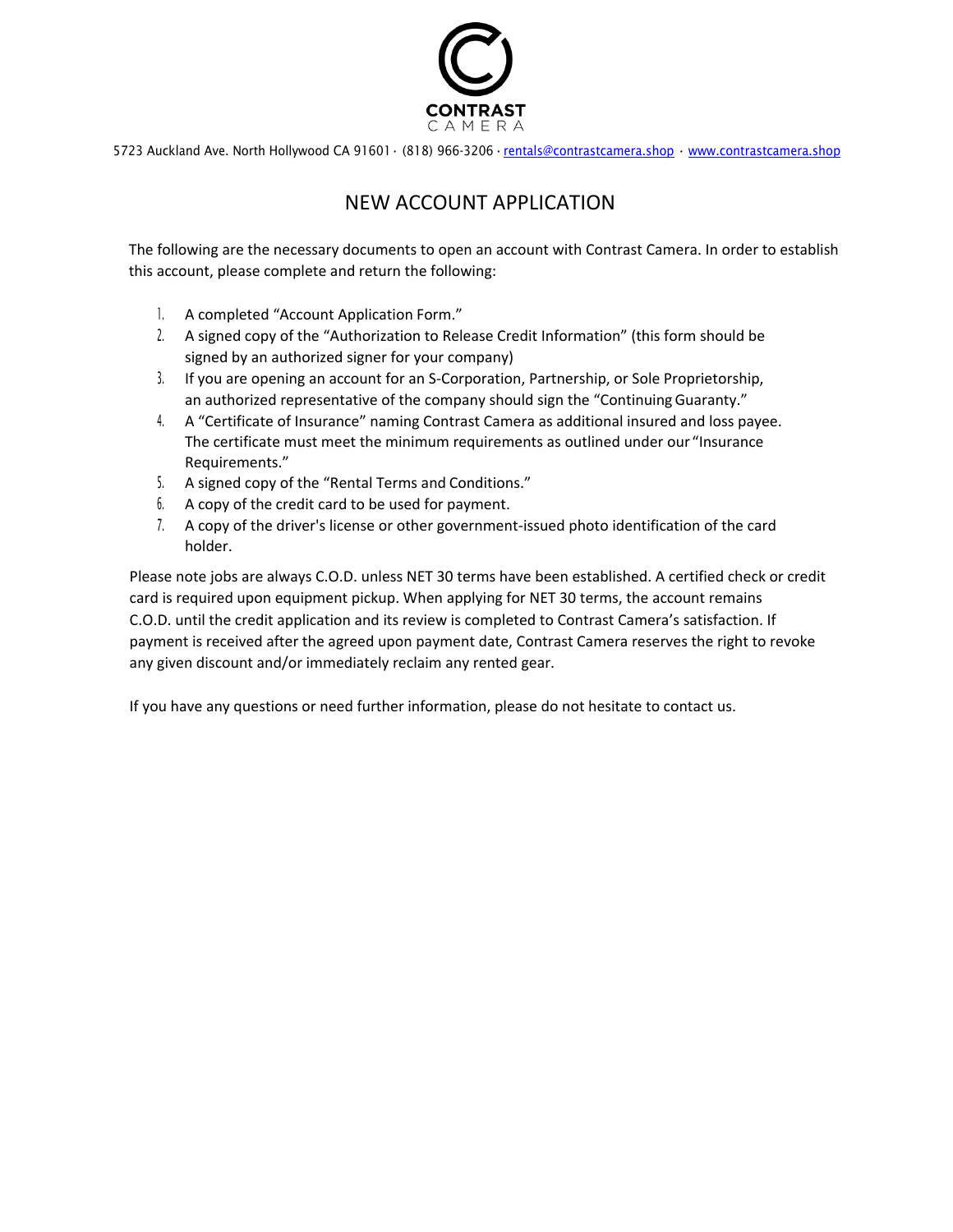CONTRAST
CAMERA

5723 Auckland Ave. North Hollywood CA 91601 · (818) 966-3206 · rentals@contrastcamera.shop · www.contrastcamera.shop

# NEW ACCOUNT APPLICATION

The following are the necessary documents to open an account with Contrast Camera. In order to establish this account, please complete and return the following:

1. A completed "Account Application Form."
2. A signed copy of the "Authorization to Release Credit Information" (this form should be signed by an authorized signer for your company)
3. If you are opening an account for an S-Corporation, Partnership, or Sole Proprietorship, an authorized representative of the company should sign the "Continuing Guaranty."
4. A "Certificate of Insurance" naming Contrast Camera as additional insured and loss payee. The certificate must meet the minimum requirements as outlined under our "Insurance Requirements."
5. A signed copy of the "Rental Terms and Conditions."
6. A copy of the credit card to be used for payment.
7. A copy of the driver's license or other government-issued photo identification of the card holder.

Please note jobs are always C.O.D. unless NET 30 terms have been established. A certified check or credit card is required upon equipment pickup. When applying for NET 30 terms, the account remains C.O.D. until the credit application and its review is completed to Contrast Camera's satisfaction. If payment is received after the agreed upon payment date, Contrast Camera reserves the right to revoke any given discount and/or immediately reclaim any rented gear.

If you have any questions or need further information, please do not hesitate to contact us.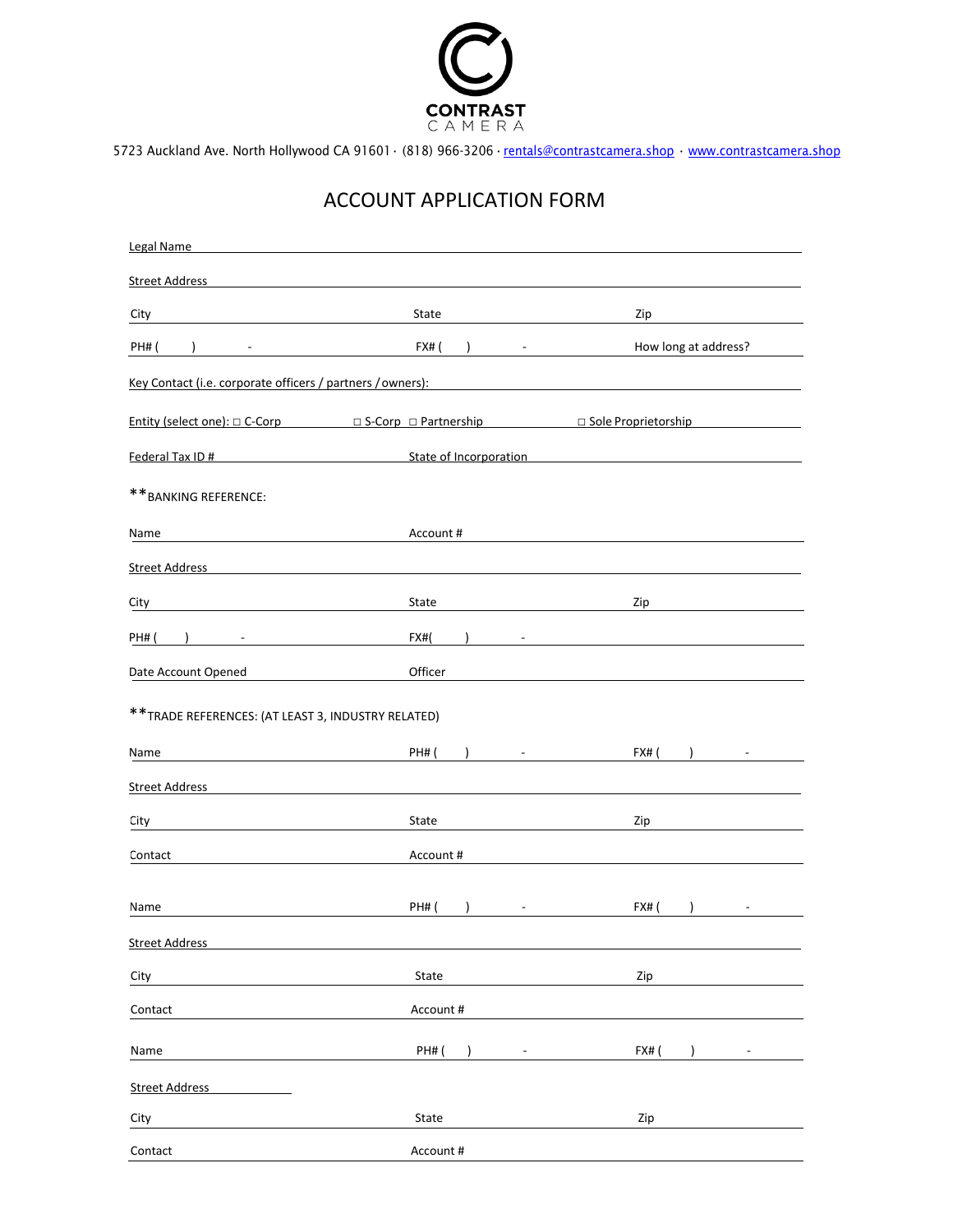**CONTRAST**
CAMERA

5723 Auckland Ave. North Hollywood CA 91601 · (818) 966-3206 · rentals@contrastcamera.shop · www.contrastcamera.shop

# ACCOUNT APPLICATION FORM

Legal Name ______________________________

Street Address ______________________________

City ______________ State ______________ Zip ______________

PH# (     )     - ______________ FX# (     )     - ______________ How long at address? ______________

Key Contact (i.e. corporate officers / partners / owners): ______________________________

Entity (select one): □ C-Corp □ S-Corp □ Partnership □ Sole Proprietorship

Federal Tax ID # ______________ State of Incorporation ______________

**BANKING REFERENCE:

Name ______________ Account # ______________

Street Address ______________________________

City ______________ State ______________ Zip ______________

PH# (     )     - ______________ FX#(     )     - ______________

Date Account Opened ______________ Officer ______________

**TRADE REFERENCES: (AT LEAST 3, INDUSTRY RELATED)

Name ______________ PH# (     )     - ______________ FX# (     )     - ______________

Street Address ______________________________

City ______________ State ______________ Zip ______________

Contact ______________ Account # ______________

Name ______________ PH# (     )     - ______________ FX# (     )     - ______________

Street Address ______________________________

City ______________ State ______________ Zip ______________

Contact ______________ Account # ______________

Name ______________ PH# (     )     - ______________ FX# (     )     - ______________

Street Address ______________

City ______________ State ______________ Zip ______________

Contact ______________ Account # ______________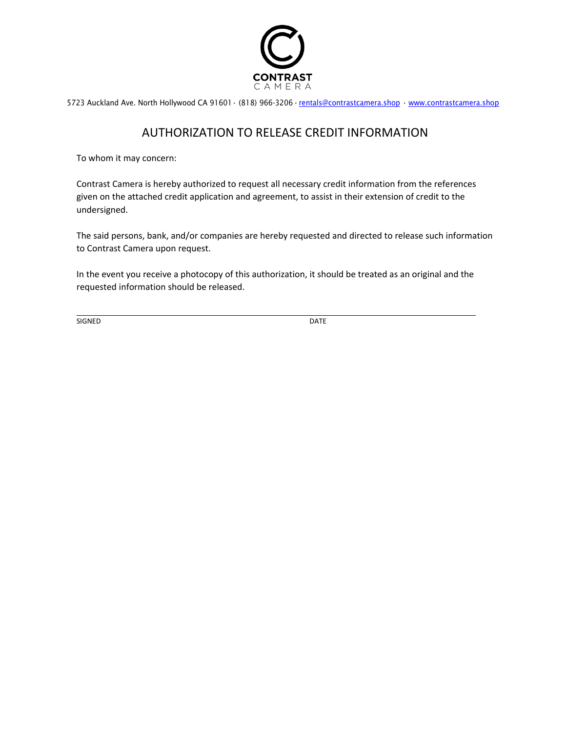CONTRAST
CAMERA

5723 Auckland Ave. North Hollywood CA 91601 · (818) 966-3206 · rentals@contrastcamera.shop · www.contrastcamera.shop

# AUTHORIZATION TO RELEASE CREDIT INFORMATION

To whom it may concern:

Contrast Camera is hereby authorized to request all necessary credit information from the references given on the attached credit application and agreement, to assist in their extension of credit to the undersigned.

The said persons, bank, and/or companies are hereby requested and directed to release such information to Contrast Camera upon request.

In the event you receive a photocopy of this authorization, it should be treated as an original and the requested information should be released.

_______________________________________________________________________________

SIGNED DATE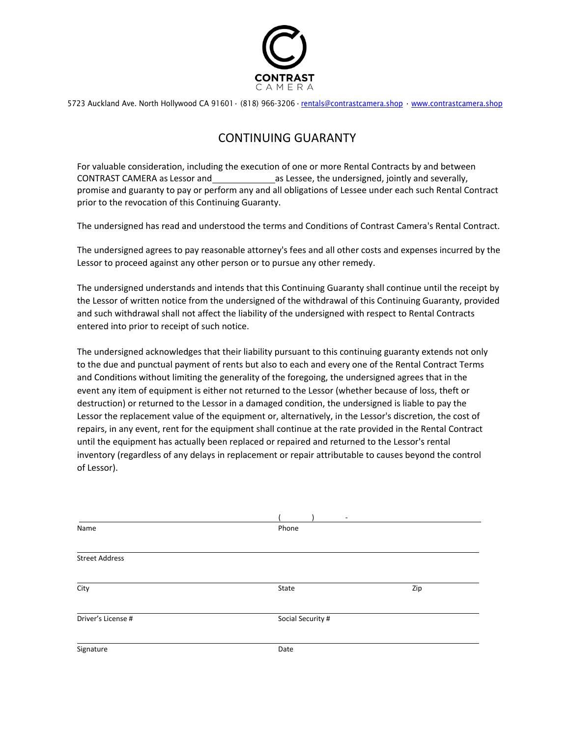CONTRAST
CAMERA

5723 Auckland Ave. North Hollywood CA 91601 · (818) 966-3206 · rentals@contrastcamera.shop · www.contrastcamera.shop

# CONTINUING GUARANTY

For valuable consideration, including the execution of one or more Rental Contracts by and between CONTRAST CAMERA as Lessor and \_\_\_\_\_\_\_\_\_\_\_\_ as Lessee, the undersigned, jointly and severally, promise and guaranty to pay or perform any and all obligations of Lessee under each such Rental Contract prior to the revocation of this Continuing Guaranty.

The undersigned has read and understood the terms and Conditions of Contrast Camera's Rental Contract.

The undersigned agrees to pay reasonable attorney's fees and all other costs and expenses incurred by the Lessor to proceed against any other person or to pursue any other remedy.

The undersigned understands and intends that this Continuing Guaranty shall continue until the receipt by the Lessor of written notice from the undersigned of the withdrawal of this Continuing Guaranty, provided and such withdrawal shall not affect the liability of the undersigned with respect to Rental Contracts entered into prior to receipt of such notice.

The undersigned acknowledges that their liability pursuant to this continuing guaranty extends not only to the due and punctual payment of rents but also to each and every one of the Rental Contract Terms and Conditions without limiting the generality of the foregoing, the undersigned agrees that in the event any item of equipment is either not returned to the Lessor (whether because of loss, theft or destruction) or returned to the Lessor in a damaged condition, the undersigned is liable to pay the Lessor the replacement value of the equipment or, alternatively, in the Lessor's discretion, the cost of repairs, in any event, rent for the equipment shall continue at the rate provided in the Rental Contract until the equipment has actually been replaced or repaired and returned to the Lessor's rental inventory (regardless of any delays in replacement or repair attributable to causes beyond the control of Lessor).

\_\_\_\_\_\_\_\_\_\_\_\_\_\_\_\_\_\_\_\_ ( ) -
Name Phone

\_\_\_\_\_\_\_\_\_\_\_\_\_\_\_\_\_\_\_\_
Street Address

\_\_\_\_\_\_\_\_\_\_\_\_\_\_\_\_\_\_\_\_
City State Zip

\_\_\_\_\_\_\_\_\_\_\_\_\_\_\_\_\_\_\_\_
Driver's License # Social Security #

\_\_\_\_\_\_\_\_\_\_\_\_\_\_\_\_\_\_\_\_
Signature Date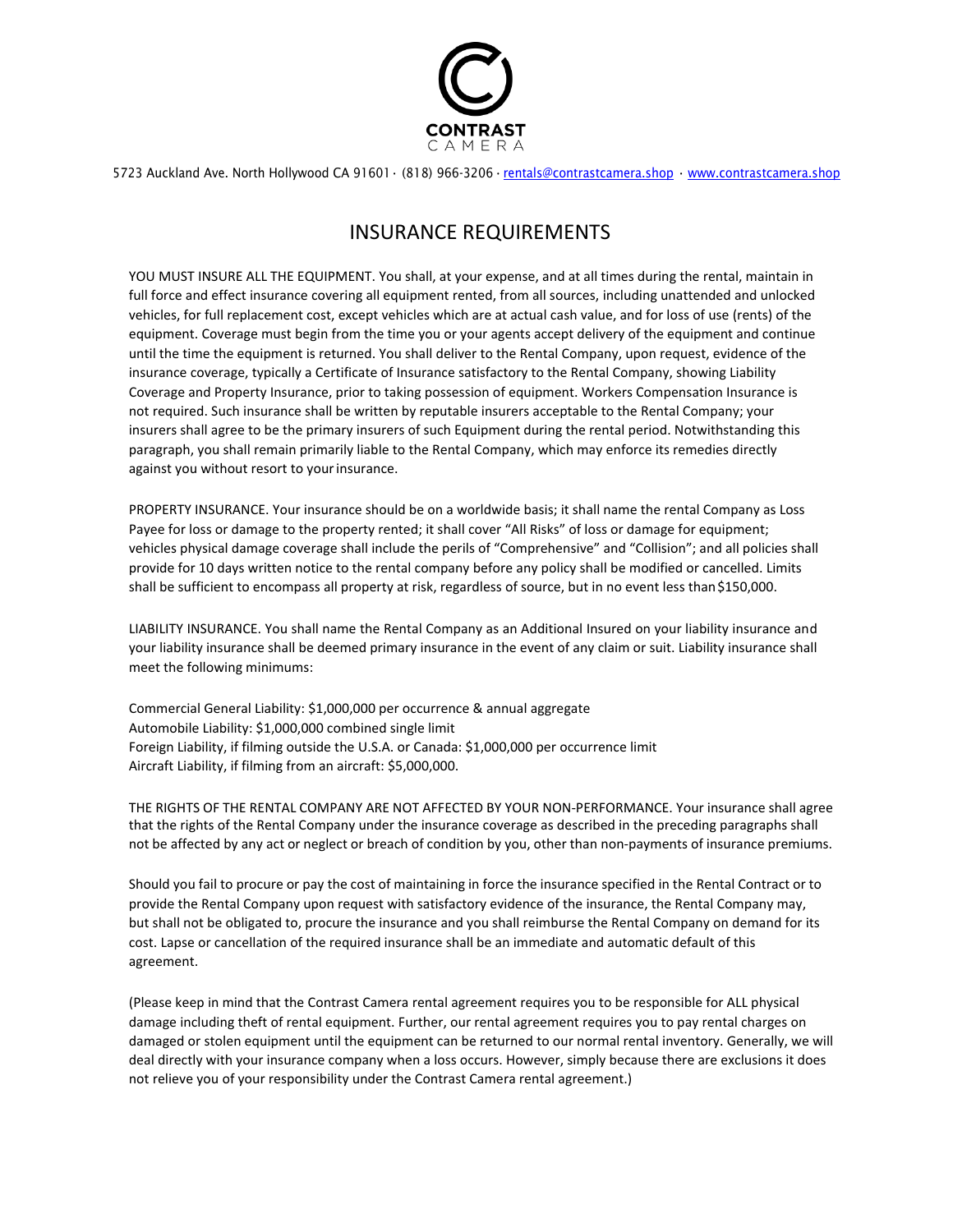CONTRAST CAMERA

5723 Auckland Ave. North Hollywood CA 91601 · (818) 966-3206 · rentals@contrastcamera.shop · www.contrastcamera.shop

# INSURANCE REQUIREMENTS

YOU MUST INSURE ALL THE EQUIPMENT. You shall, at your expense, and at all times during the rental, maintain in full force and effect insurance covering all equipment rented, from all sources, including unattended and unlocked vehicles, for full replacement cost, except vehicles which are at actual cash value, and for loss of use (rents) of the equipment. Coverage must begin from the time you or your agents accept delivery of the equipment and continue until the time the equipment is returned. You shall deliver to the Rental Company, upon request, evidence of the insurance coverage, typically a Certificate of Insurance satisfactory to the Rental Company, showing Liability Coverage and Property Insurance, prior to taking possession of equipment. Workers Compensation Insurance is not required. Such insurance shall be written by reputable insurers acceptable to the Rental Company; your insurers shall agree to be the primary insurers of such Equipment during the rental period. Notwithstanding this paragraph, you shall remain primarily liable to the Rental Company, which may enforce its remedies directly against you without resort to your insurance.

PROPERTY INSURANCE. Your insurance should be on a worldwide basis; it shall name the rental Company as Loss Payee for loss or damage to the property rented; it shall cover "All Risks" of loss or damage for equipment; vehicles physical damage coverage shall include the perils of "Comprehensive" and "Collision"; and all policies shall provide for 10 days written notice to the rental company before any policy shall be modified or cancelled. Limits shall be sufficient to encompass all property at risk, regardless of source, but in no event less than $150,000.

LIABILITY INSURANCE. You shall name the Rental Company as an Additional Insured on your liability insurance and your liability insurance shall be deemed primary insurance in the event of any claim or suit. Liability insurance shall meet the following minimums:

Commercial General Liability: $1,000,000 per occurrence & annual aggregate
Automobile Liability: $1,000,000 combined single limit
Foreign Liability, if filming outside the U.S.A. or Canada: $1,000,000 per occurrence limit
Aircraft Liability, if filming from an aircraft: $5,000,000.

THE RIGHTS OF THE RENTAL COMPANY ARE NOT AFFECTED BY YOUR NON-PERFORMANCE. Your insurance shall agree that the rights of the Rental Company under the insurance coverage as described in the preceding paragraphs shall not be affected by any act or neglect or breach of condition by you, other than non-payments of insurance premiums.

Should you fail to procure or pay the cost of maintaining in force the insurance specified in the Rental Contract or to provide the Rental Company upon request with satisfactory evidence of the insurance, the Rental Company may, but shall not be obligated to, procure the insurance and you shall reimburse the Rental Company on demand for its cost. Lapse or cancellation of the required insurance shall be an immediate and automatic default of this agreement.

(Please keep in mind that the Contrast Camera rental agreement requires you to be responsible for ALL physical damage including theft of rental equipment. Further, our rental agreement requires you to pay rental charges on damaged or stolen equipment until the equipment can be returned to our normal rental inventory. Generally, we will deal directly with your insurance company when a loss occurs. However, simply because there are exclusions it does not relieve you of your responsibility under the Contrast Camera rental agreement.)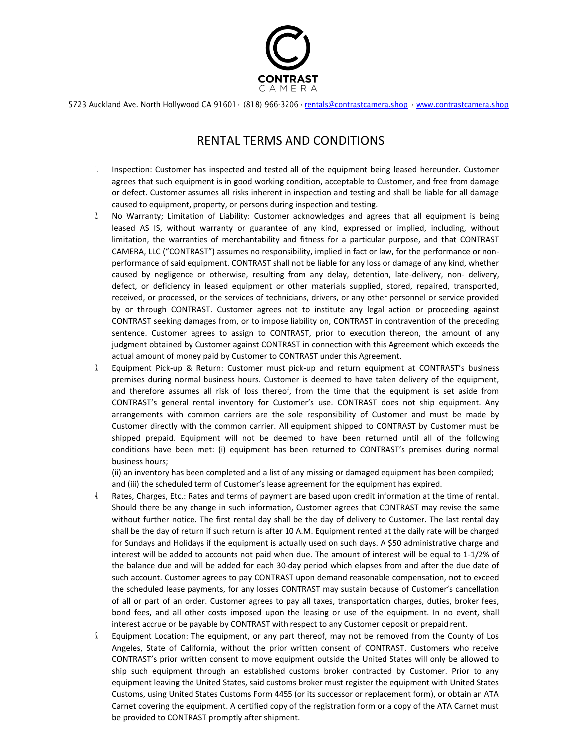CONTRAST
CAMERA

5723 Auckland Ave. North Hollywood CA 91601 · (818) 966-3206 · rentals@contrastcamera.shop · www.contrastcamera.shop

# RENTAL TERMS AND CONDITIONS

1. Inspection: Customer has inspected and tested all of the equipment being leased hereunder. Customer agrees that such equipment is in good working condition, acceptable to Customer, and free from damage or defect. Customer assumes all risks inherent in inspection and testing and shall be liable for all damage caused to equipment, property, or persons during inspection and testing.
2. No Warranty; Limitation of Liability: Customer acknowledges and agrees that all equipment is being leased AS IS, without warranty or guarantee of any kind, expressed or implied, including, without limitation, the warranties of merchantability and fitness for a particular purpose, and that CONTRAST CAMERA, LLC ("CONTRAST") assumes no responsibility, implied in fact or law, for the performance or non-performance of said equipment. CONTRAST shall not be liable for any loss or damage of any kind, whether caused by negligence or otherwise, resulting from any delay, detention, late-delivery, non- delivery, defect, or deficiency in leased equipment or other materials supplied, stored, repaired, transported, received, or processed, or the services of technicians, drivers, or any other personnel or service provided by or through CONTRAST. Customer agrees not to institute any legal action or proceeding against CONTRAST seeking damages from, or to impose liability on, CONTRAST in contravention of the preceding sentence. Customer agrees to assign to CONTRAST, prior to execution thereon, the amount of any judgment obtained by Customer against CONTRAST in connection with this Agreement which exceeds the actual amount of money paid by Customer to CONTRAST under this Agreement.
3. Equipment Pick-up & Return: Customer must pick-up and return equipment at CONTRAST's business premises during normal business hours. Customer is deemed to have taken delivery of the equipment, and therefore assumes all risk of loss thereof, from the time that the equipment is set aside from CONTRAST's general rental inventory for Customer's use. CONTRAST does not ship equipment. Any arrangements with common carriers are the sole responsibility of Customer and must be made by Customer directly with the common carrier. All equipment shipped to CONTRAST by Customer must be shipped prepaid. Equipment will not be deemed to have been returned until all of the following conditions have been met: (i) equipment has been returned to CONTRAST's premises during normal business hours;
   (ii) an inventory has been completed and a list of any missing or damaged equipment has been compiled; and (iii) the scheduled term of Customer's lease agreement for the equipment has expired.
4. Rates, Charges, Etc.: Rates and terms of payment are based upon credit information at the time of rental. Should there be any change in such information, Customer agrees that CONTRAST may revise the same without further notice. The first rental day shall be the day of delivery to Customer. The last rental day shall be the day of return if such return is after 10 A.M. Equipment rented at the daily rate will be charged for Sundays and Holidays if the equipment is actually used on such days. A $50 administrative charge and interest will be added to accounts not paid when due. The amount of interest will be equal to 1-1/2% of the balance due and will be added for each 30-day period which elapses from and after the due date of such account. Customer agrees to pay CONTRAST upon demand reasonable compensation, not to exceed the scheduled lease payments, for any losses CONTRAST may sustain because of Customer's cancellation of all or part of an order. Customer agrees to pay all taxes, transportation charges, duties, broker fees, bond fees, and all other costs imposed upon the leasing or use of the equipment. In no event, shall interest accrue or be payable by CONTRAST with respect to any Customer deposit or prepaid rent.
5. Equipment Location: The equipment, or any part thereof, may not be removed from the County of Los Angeles, State of California, without the prior written consent of CONTRAST. Customers who receive CONTRAST's prior written consent to move equipment outside the United States will only be allowed to ship such equipment through an established customs broker contracted by Customer. Prior to any equipment leaving the United States, said customs broker must register the equipment with United States Customs, using United States Customs Form 4455 (or its successor or replacement form), or obtain an ATA Carnet covering the equipment. A certified copy of the registration form or a copy of the ATA Carnet must be provided to CONTRAST promptly after shipment.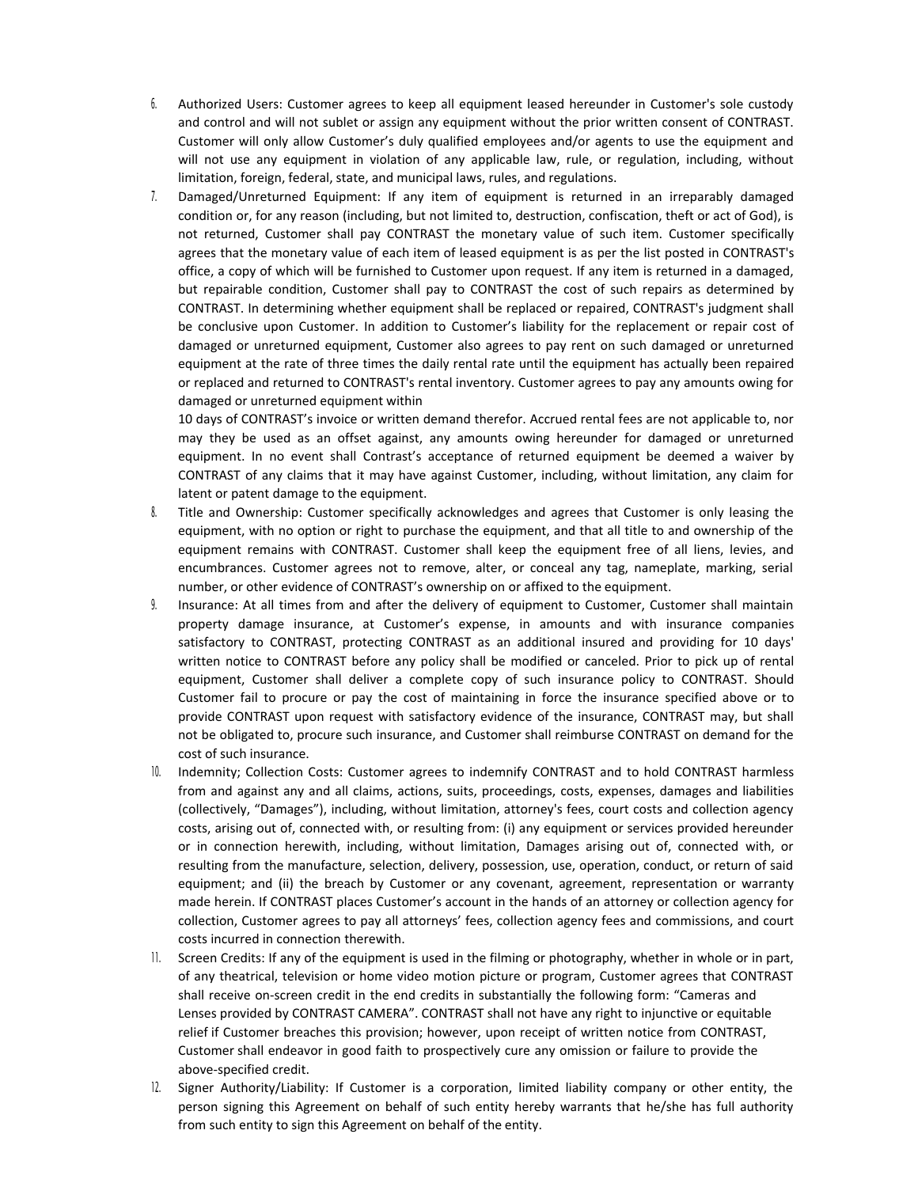6. Authorized Users: Customer agrees to keep all equipment leased hereunder in Customer's sole custody and control and will not sublet or assign any equipment without the prior written consent of CONTRAST. Customer will only allow Customer's duly qualified employees and/or agents to use the equipment and will not use any equipment in violation of any applicable law, rule, or regulation, including, without limitation, foreign, federal, state, and municipal laws, rules, and regulations.
7. Damaged/Unreturned Equipment: If any item of equipment is returned in an irreparably damaged condition or, for any reason (including, but not limited to, destruction, confiscation, theft or act of God), is not returned, Customer shall pay CONTRAST the monetary value of such item. Customer specifically agrees that the monetary value of each item of leased equipment is as per the list posted in CONTRAST's office, a copy of which will be furnished to Customer upon request. If any item is returned in a damaged, but repairable condition, Customer shall pay to CONTRAST the cost of such repairs as determined by CONTRAST. In determining whether equipment shall be replaced or repaired, CONTRAST's judgment shall be conclusive upon Customer. In addition to Customer's liability for the replacement or repair cost of damaged or unreturned equipment, Customer also agrees to pay rent on such damaged or unreturned equipment at the rate of three times the daily rental rate until the equipment has actually been repaired or replaced and returned to CONTRAST's rental inventory. Customer agrees to pay any amounts owing for damaged or unreturned equipment within
10 days of CONTRAST's invoice or written demand therefor. Accrued rental fees are not applicable to, nor may they be used as an offset against, any amounts owing hereunder for damaged or unreturned equipment. In no event shall Contrast's acceptance of returned equipment be deemed a waiver by CONTRAST of any claims that it may have against Customer, including, without limitation, any claim for latent or patent damage to the equipment.
8. Title and Ownership: Customer specifically acknowledges and agrees that Customer is only leasing the equipment, with no option or right to purchase the equipment, and that all title to and ownership of the equipment remains with CONTRAST. Customer shall keep the equipment free of all liens, levies, and encumbrances. Customer agrees not to remove, alter, or conceal any tag, nameplate, marking, serial number, or other evidence of CONTRAST's ownership on or affixed to the equipment.
9. Insurance: At all times from and after the delivery of equipment to Customer, Customer shall maintain property damage insurance, at Customer's expense, in amounts and with insurance companies satisfactory to CONTRAST, protecting CONTRAST as an additional insured and providing for 10 days' written notice to CONTRAST before any policy shall be modified or canceled. Prior to pick up of rental equipment, Customer shall deliver a complete copy of such insurance policy to CONTRAST. Should Customer fail to procure or pay the cost of maintaining in force the insurance specified above or to provide CONTRAST upon request with satisfactory evidence of the insurance, CONTRAST may, but shall not be obligated to, procure such insurance, and Customer shall reimburse CONTRAST on demand for the cost of such insurance.
10. Indemnity; Collection Costs: Customer agrees to indemnify CONTRAST and to hold CONTRAST harmless from and against any and all claims, actions, suits, proceedings, costs, expenses, damages and liabilities (collectively, "Damages"), including, without limitation, attorney's fees, court costs and collection agency costs, arising out of, connected with, or resulting from: (i) any equipment or services provided hereunder or in connection herewith, including, without limitation, Damages arising out of, connected with, or resulting from the manufacture, selection, delivery, possession, use, operation, conduct, or return of said equipment; and (ii) the breach by Customer or any covenant, agreement, representation or warranty made herein. If CONTRAST places Customer's account in the hands of an attorney or collection agency for collection, Customer agrees to pay all attorneys' fees, collection agency fees and commissions, and court costs incurred in connection therewith.
11. Screen Credits: If any of the equipment is used in the filming or photography, whether in whole or in part, of any theatrical, television or home video motion picture or program, Customer agrees that CONTRAST shall receive on-screen credit in the end credits in substantially the following form: "Cameras and Lenses provided by CONTRAST CAMERA". CONTRAST shall not have any right to injunctive or equitable relief if Customer breaches this provision; however, upon receipt of written notice from CONTRAST, Customer shall endeavor in good faith to prospectively cure any omission or failure to provide the above-specified credit.
12. Signer Authority/Liability: If Customer is a corporation, limited liability company or other entity, the person signing this Agreement on behalf of such entity hereby warrants that he/she has full authority from such entity to sign this Agreement on behalf of the entity.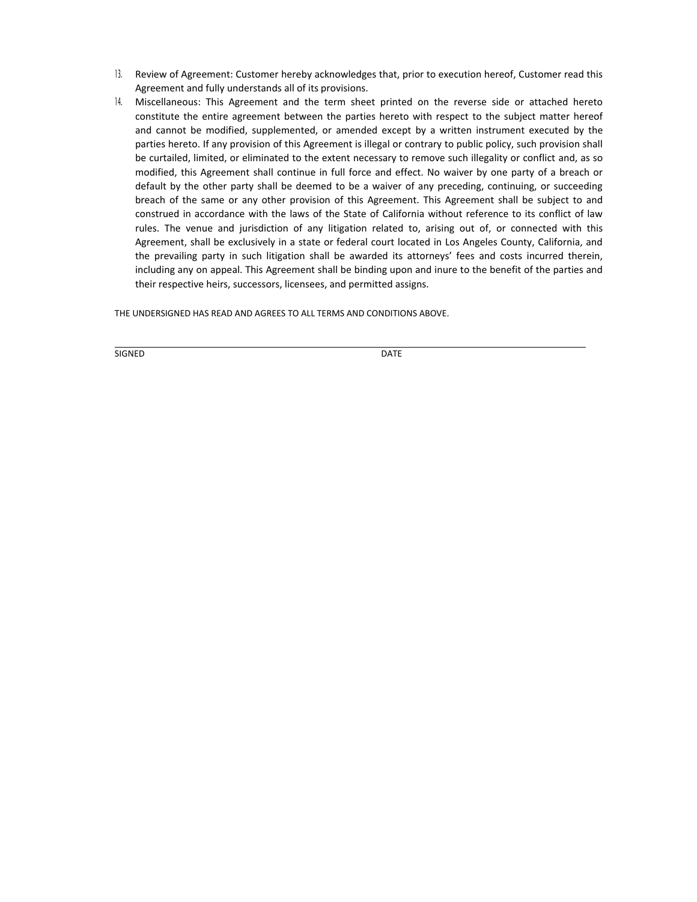13. Review of Agreement: Customer hereby acknowledges that, prior to execution hereof, Customer read this Agreement and fully understands all of its provisions.
14. Miscellaneous: This Agreement and the term sheet printed on the reverse side or attached hereto constitute the entire agreement between the parties hereto with respect to the subject matter hereof and cannot be modified, supplemented, or amended except by a written instrument executed by the parties hereto. If any provision of this Agreement is illegal or contrary to public policy, such provision shall be curtailed, limited, or eliminated to the extent necessary to remove such illegality or conflict and, as so modified, this Agreement shall continue in full force and effect. No waiver by one party of a breach or default by the other party shall be deemed to be a waiver of any preceding, continuing, or succeeding breach of the same or any other provision of this Agreement. This Agreement shall be subject to and construed in accordance with the laws of the State of California without reference to its conflict of law rules. The venue and jurisdiction of any litigation related to, arising out of, or connected with this Agreement, shall be exclusively in a state or federal court located in Los Angeles County, California, and the prevailing party in such litigation shall be awarded its attorneys' fees and costs incurred therein, including any on appeal. This Agreement shall be binding upon and inure to the benefit of the parties and their respective heirs, successors, licensees, and permitted assigns.

THE UNDERSIGNED HAS READ AND AGREES TO ALL TERMS AND CONDITIONS ABOVE.

SIGNED DATE